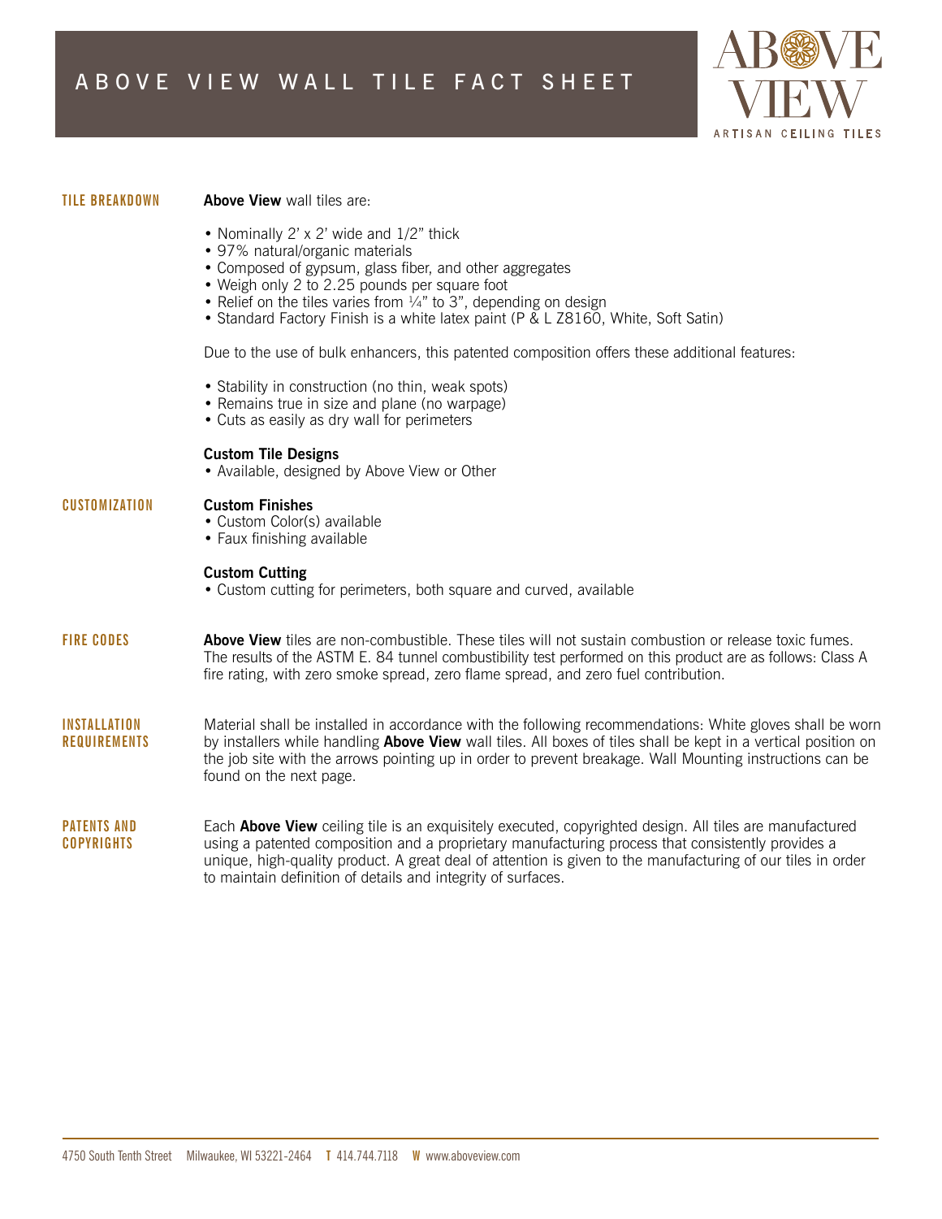# ABOVE VIEW WALL TILE FACT SHEET

ABOVE VIEW
ARTISAN CEILING TILES

## TILE BREAKDOWN

**Above View** wall tiles are:

- Nominally 2' x 2' wide and 1/2" thick
- 97% natural/organic materials
- Composed of gypsum, glass fiber, and other aggregates
- Weigh only 2 to 2.25 pounds per square foot
- Relief on the tiles varies from ¼" to 3", depending on design
- Standard Factory Finish is a white latex paint (P & L Z8160, White, Soft Satin)

Due to the use of bulk enhancers, this patented composition offers these additional features:

- Stability in construction (no thin, weak spots)
- Remains true in size and plane (no warpage)
- Cuts as easily as dry wall for perimeters

## CUSTOMIZATION

**Custom Tile Designs**
- Available, designed by Above View or Other

**Custom Finishes**
- Custom Color(s) available
- Faux finishing available

**Custom Cutting**
- Custom cutting for perimeters, both square and curved, available

## FIRE CODES

**Above View** tiles are non-combustible. These tiles will not sustain combustion or release toxic fumes. The results of the ASTM E. 84 tunnel combustibility test performed on this product are as follows: Class A fire rating, with zero smoke spread, zero flame spread, and zero fuel contribution.

## INSTALLATION REQUIREMENTS

Material shall be installed in accordance with the following recommendations: White gloves shall be worn by installers while handling **Above View** wall tiles. All boxes of tiles shall be kept in a vertical position on the job site with the arrows pointing up in order to prevent breakage. Wall Mounting instructions can be found on the next page.

## PATENTS AND COPYRIGHTS

Each **Above View** ceiling tile is an exquisitely executed, copyrighted design. All tiles are manufactured using a patented composition and a proprietary manufacturing process that consistently provides a unique, high-quality product. A great deal of attention is given to the manufacturing of our tiles in order to maintain definition of details and integrity of surfaces.

4750 South Tenth Street Milwaukee, WI 53221-2464 **T** 414.744.7118 **W** www.aboveview.com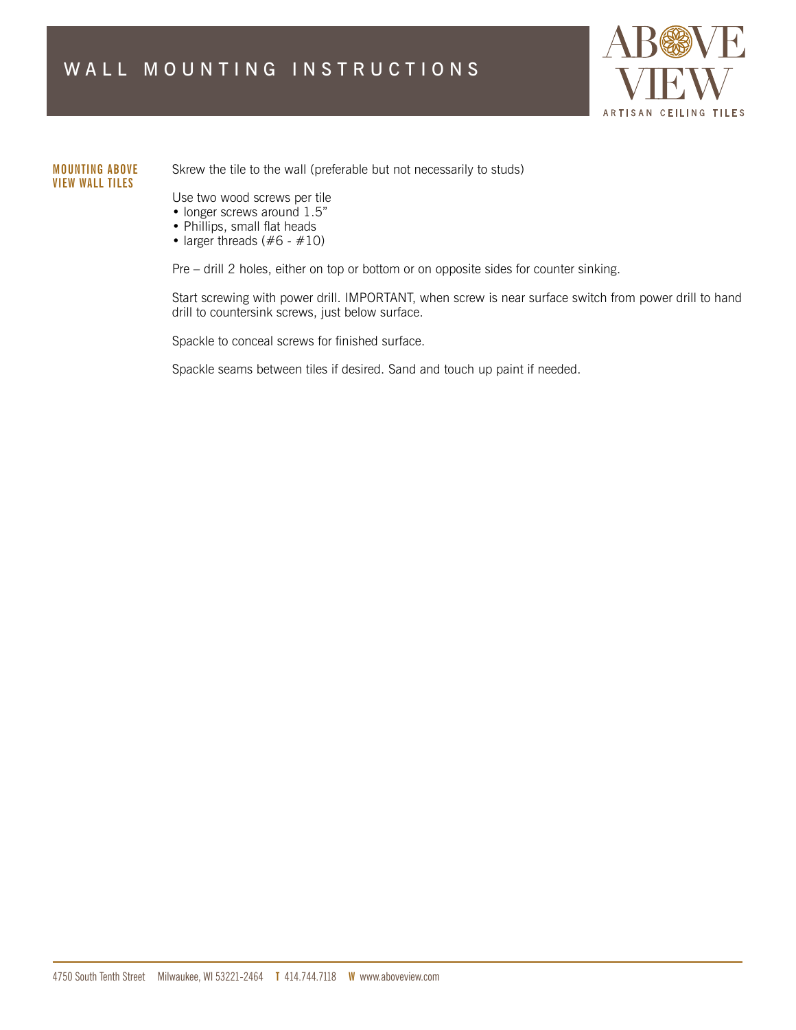# WALL MOUNTING INSTRUCTIONS

ABOVE VIEW
ARTISAN CEILING TILES

## MOUNTING ABOVE VIEW WALL TILES

Skrew the tile to the wall (preferable but not necessarily to studs)

Use two wood screws per tile
- longer screws around 1.5"
- Phillips, small flat heads
- larger threads (#6 - #10)

Pre – drill 2 holes, either on top or bottom or on opposite sides for counter sinking.

Start screwing with power drill. IMPORTANT, when screw is near surface switch from power drill to hand drill to countersink screws, just below surface.

Spackle to conceal screws for finished surface.

Spackle seams between tiles if desired. Sand and touch up paint if needed.

4750 South Tenth Street Milwaukee, WI 53221-2464 **T** 414.744.7118 **W** www.aboveview.com